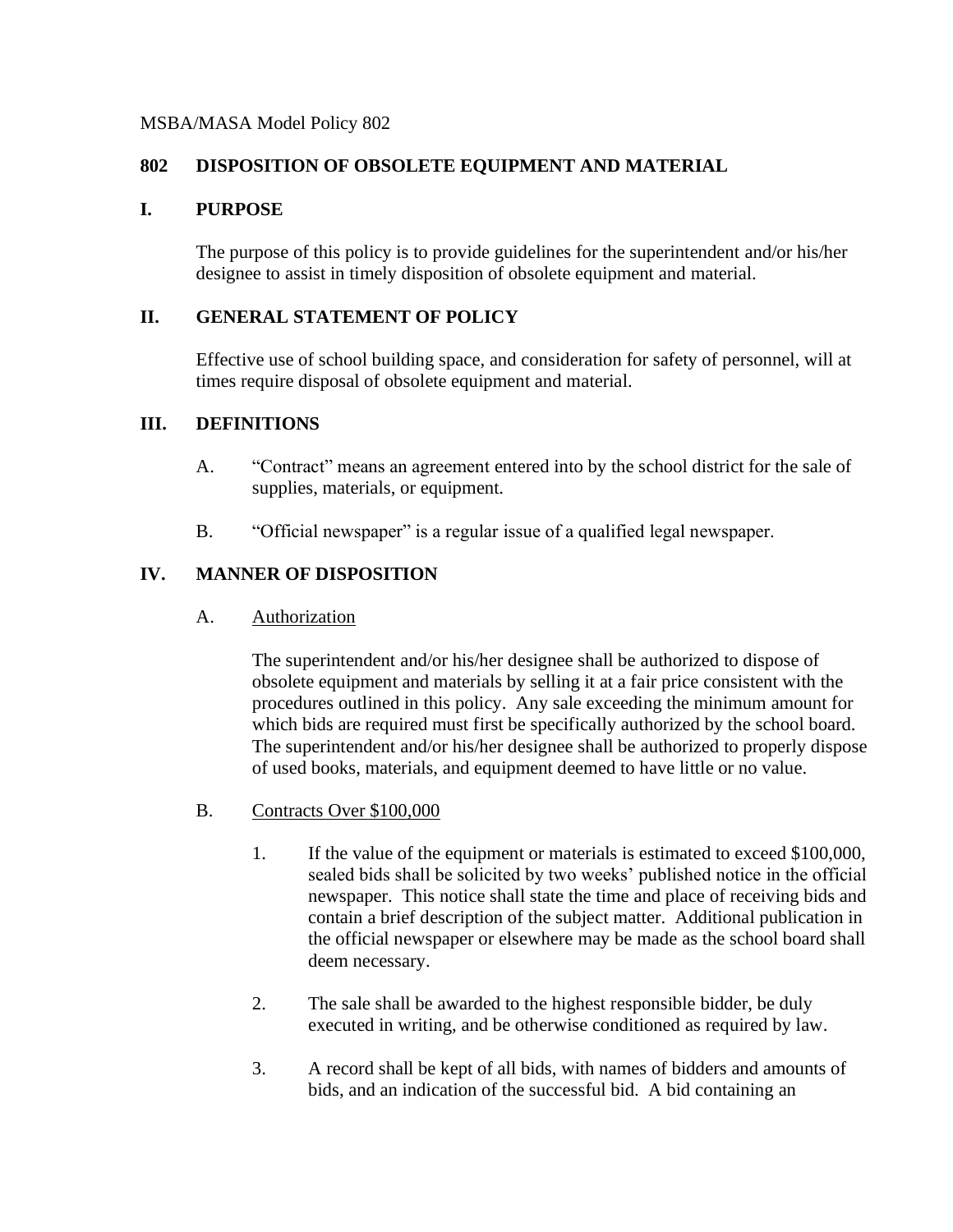MSBA/MASA Model Policy 802

# 802 DISPOSITION OF OBSOLETE EQUIPMENT AND MATERIAL

## I. PURPOSE

The purpose of this policy is to provide guidelines for the superintendent and/or his/her designee to assist in timely disposition of obsolete equipment and material.

## II. GENERAL STATEMENT OF POLICY

Effective use of school building space, and consideration for safety of personnel, will at times require disposal of obsolete equipment and material.

## III. DEFINITIONS

A. "Contract" means an agreement entered into by the school district for the sale of supplies, materials, or equipment.

B. "Official newspaper" is a regular issue of a qualified legal newspaper.

## IV. MANNER OF DISPOSITION

### A. Authorization

The superintendent and/or his/her designee shall be authorized to dispose of obsolete equipment and materials by selling it at a fair price consistent with the procedures outlined in this policy. Any sale exceeding the minimum amount for which bids are required must first be specifically authorized by the school board. The superintendent and/or his/her designee shall be authorized to properly dispose of used books, materials, and equipment deemed to have little or no value.

### B. Contracts Over $100,000

1. If the value of the equipment or materials is estimated to exceed $100,000, sealed bids shall be solicited by two weeks' published notice in the official newspaper. This notice shall state the time and place of receiving bids and contain a brief description of the subject matter. Additional publication in the official newspaper or elsewhere may be made as the school board shall deem necessary.

2. The sale shall be awarded to the highest responsible bidder, be duly executed in writing, and be otherwise conditioned as required by law.

3. A record shall be kept of all bids, with names of bidders and amounts of bids, and an indication of the successful bid. A bid containing an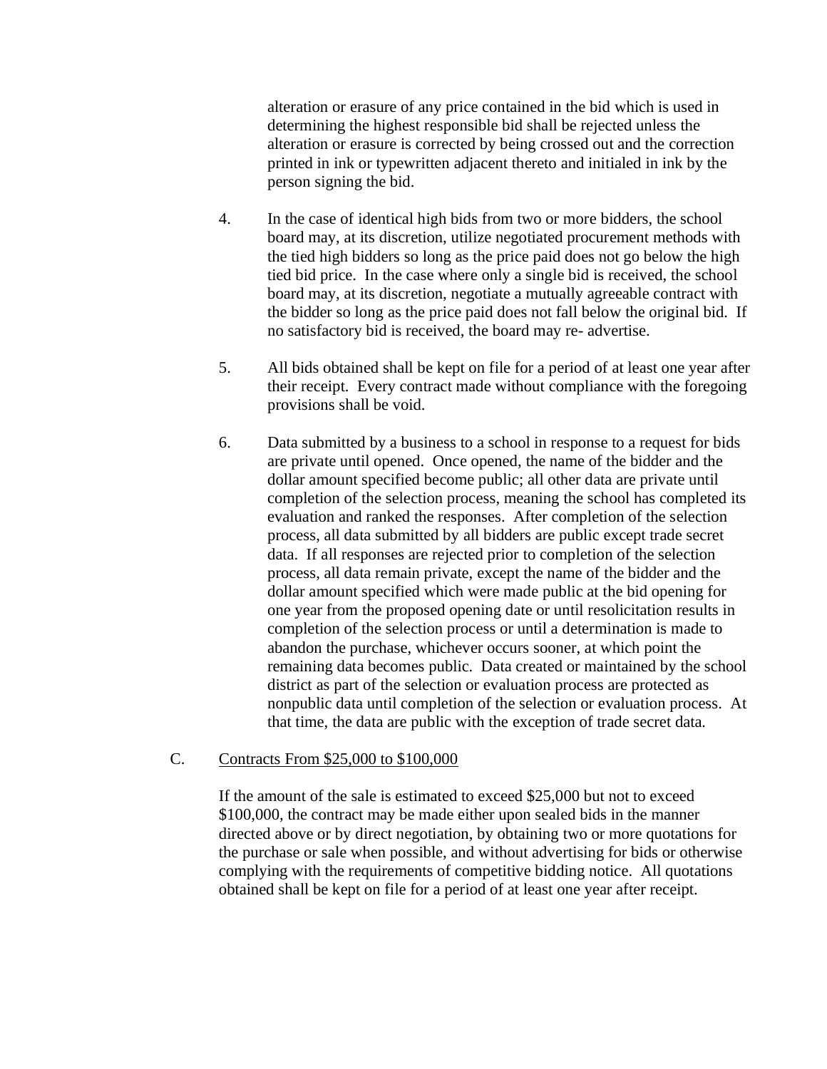alteration or erasure of any price contained in the bid which is used in determining the highest responsible bid shall be rejected unless the alteration or erasure is corrected by being crossed out and the correction printed in ink or typewritten adjacent thereto and initialed in ink by the person signing the bid.

4. In the case of identical high bids from two or more bidders, the school board may, at its discretion, utilize negotiated procurement methods with the tied high bidders so long as the price paid does not go below the high tied bid price. In the case where only a single bid is received, the school board may, at its discretion, negotiate a mutually agreeable contract with the bidder so long as the price paid does not fall below the original bid. If no satisfactory bid is received, the board may re- advertise.

5. All bids obtained shall be kept on file for a period of at least one year after their receipt. Every contract made without compliance with the foregoing provisions shall be void.

6. Data submitted by a business to a school in response to a request for bids are private until opened. Once opened, the name of the bidder and the dollar amount specified become public; all other data are private until completion of the selection process, meaning the school has completed its evaluation and ranked the responses. After completion of the selection process, all data submitted by all bidders are public except trade secret data. If all responses are rejected prior to completion of the selection process, all data remain private, except the name of the bidder and the dollar amount specified which were made public at the bid opening for one year from the proposed opening date or until resolicitation results in completion of the selection process or until a determination is made to abandon the purchase, whichever occurs sooner, at which point the remaining data becomes public. Data created or maintained by the school district as part of the selection or evaluation process are protected as nonpublic data until completion of the selection or evaluation process. At that time, the data are public with the exception of trade secret data.

C. Contracts From $25,000 to $100,000

If the amount of the sale is estimated to exceed $25,000 but not to exceed $100,000, the contract may be made either upon sealed bids in the manner directed above or by direct negotiation, by obtaining two or more quotations for the purchase or sale when possible, and without advertising for bids or otherwise complying with the requirements of competitive bidding notice. All quotations obtained shall be kept on file for a period of at least one year after receipt.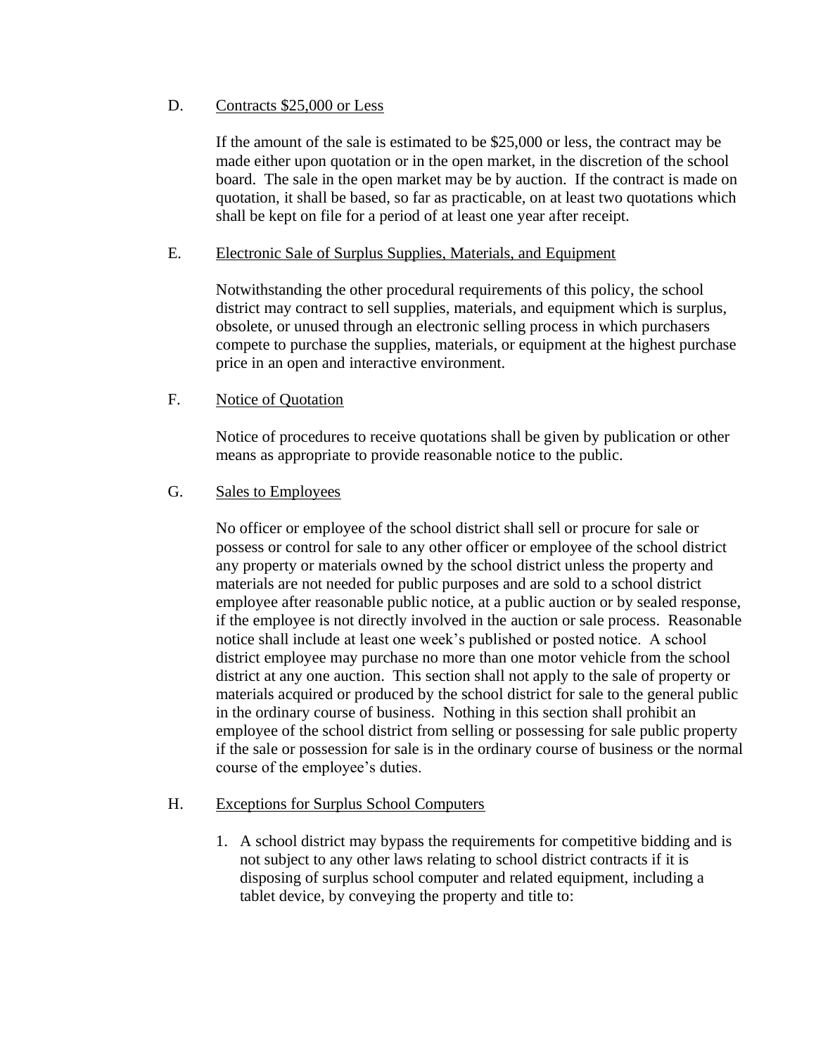D. <u>Contracts $25,000 or Less</u>

If the amount of the sale is estimated to be $25,000 or less, the contract may be made either upon quotation or in the open market, in the discretion of the school board. The sale in the open market may be by auction. If the contract is made on quotation, it shall be based, so far as practicable, on at least two quotations which shall be kept on file for a period of at least one year after receipt.

E. <u>Electronic Sale of Surplus Supplies, Materials, and Equipment</u>

Notwithstanding the other procedural requirements of this policy, the school district may contract to sell supplies, materials, and equipment which is surplus, obsolete, or unused through an electronic selling process in which purchasers compete to purchase the supplies, materials, or equipment at the highest purchase price in an open and interactive environment.

F. <u>Notice of Quotation</u>

Notice of procedures to receive quotations shall be given by publication or other means as appropriate to provide reasonable notice to the public.

G. <u>Sales to Employees</u>

No officer or employee of the school district shall sell or procure for sale or possess or control for sale to any other officer or employee of the school district any property or materials owned by the school district unless the property and materials are not needed for public purposes and are sold to a school district employee after reasonable public notice, at a public auction or by sealed response, if the employee is not directly involved in the auction or sale process. Reasonable notice shall include at least one week's published or posted notice. A school district employee may purchase no more than one motor vehicle from the school district at any one auction. This section shall not apply to the sale of property or materials acquired or produced by the school district for sale to the general public in the ordinary course of business. Nothing in this section shall prohibit an employee of the school district from selling or possessing for sale public property if the sale or possession for sale is in the ordinary course of business or the normal course of the employee's duties.

H. <u>Exceptions for Surplus School Computers</u>

1. A school district may bypass the requirements for competitive bidding and is not subject to any other laws relating to school district contracts if it is disposing of surplus school computer and related equipment, including a tablet device, by conveying the property and title to: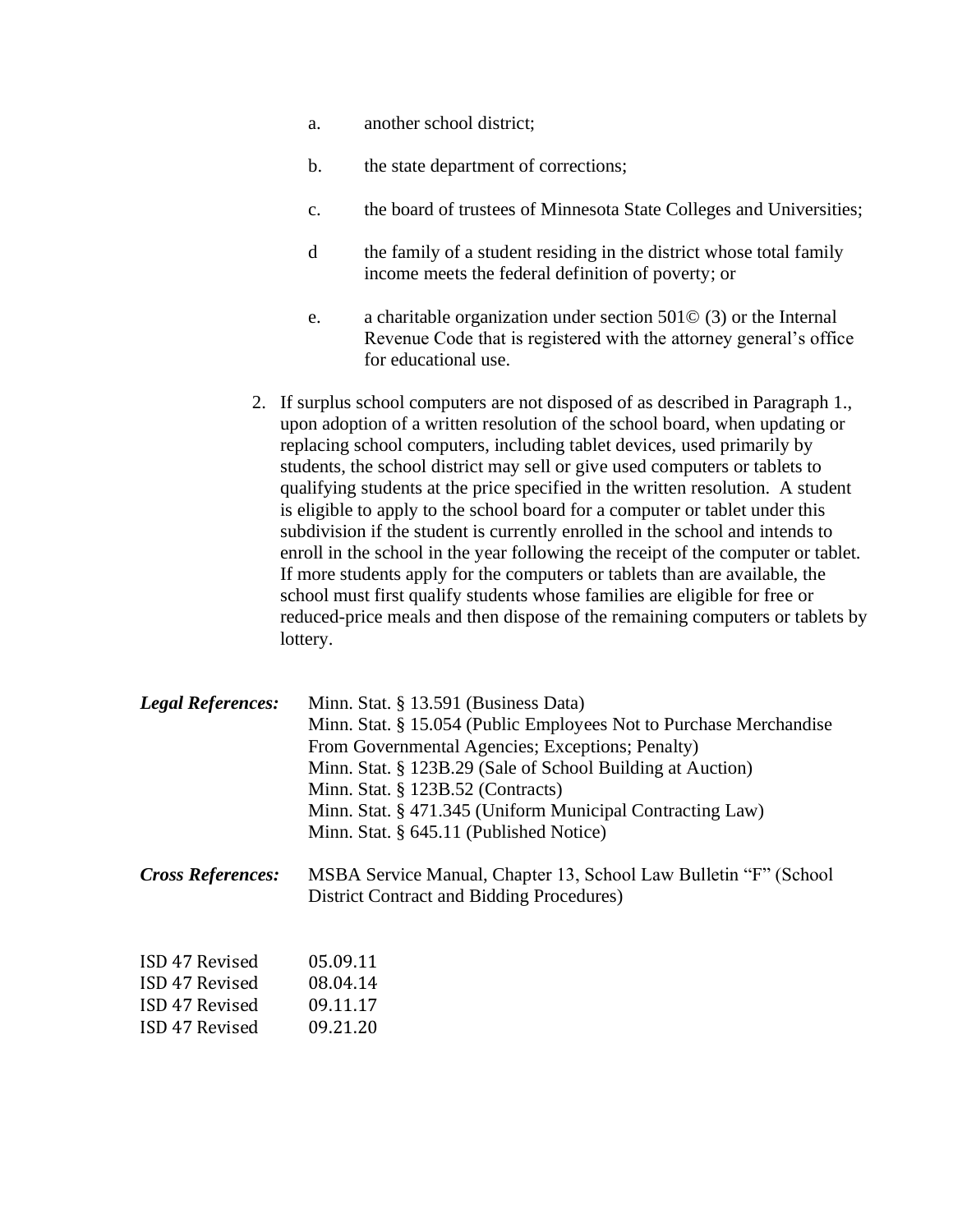a. another school district;

b. the state department of corrections;

c. the board of trustees of Minnesota State Colleges and Universities;

d the family of a student residing in the district whose total family income meets the federal definition of poverty; or

e. a charitable organization under section 501© (3) or the Internal Revenue Code that is registered with the attorney general's office for educational use.

2. If surplus school computers are not disposed of as described in Paragraph 1., upon adoption of a written resolution of the school board, when updating or replacing school computers, including tablet devices, used primarily by students, the school district may sell or give used computers or tablets to qualifying students at the price specified in the written resolution. A student is eligible to apply to the school board for a computer or tablet under this subdivision if the student is currently enrolled in the school and intends to enroll in the school in the year following the receipt of the computer or tablet. If more students apply for the computers or tablets than are available, the school must first qualify students whose families are eligible for free or reduced-price meals and then dispose of the remaining computers or tablets by lottery.

***Legal References:***
Minn. Stat. § 13.591 (Business Data)
Minn. Stat. § 15.054 (Public Employees Not to Purchase Merchandise From Governmental Agencies; Exceptions; Penalty)
Minn. Stat. § 123B.29 (Sale of School Building at Auction)
Minn. Stat. § 123B.52 (Contracts)
Minn. Stat. § 471.345 (Uniform Municipal Contracting Law)
Minn. Stat. § 645.11 (Published Notice)

***Cross References:***
MSBA Service Manual, Chapter 13, School Law Bulletin "F" (School District Contract and Bidding Procedures)

ISD 47 Revised 05.09.11
ISD 47 Revised 08.04.14
ISD 47 Revised 09.11.17
ISD 47 Revised 09.21.20